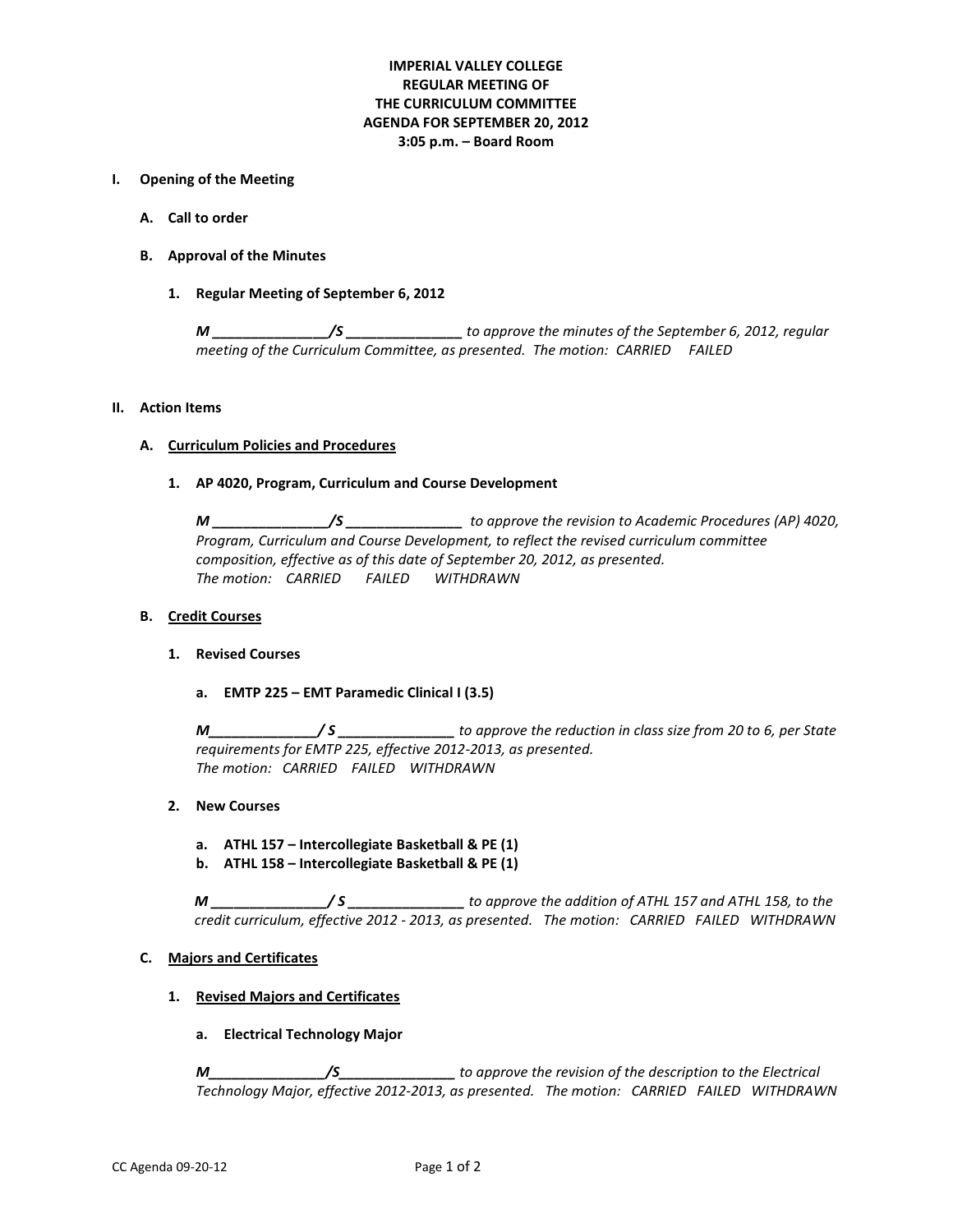**IMPERIAL VALLEY COLLEGE**
**REGULAR MEETING OF**
**THE CURRICULUM COMMITTEE**
**AGENDA FOR SEPTEMBER 20, 2012**
**3:05 p.m. – Board Room**

**I. Opening of the Meeting**

**A. Call to order**

**B. Approval of the Minutes**

**1. Regular Meeting of September 6, 2012**

***M _______________/S _______________*** *to approve the minutes of the September 6, 2012, regular meeting of the Curriculum Committee, as presented. The motion: CARRIED FAILED*

**II. Action Items**

**A. Curriculum Policies and Procedures**

**1. AP 4020, Program, Curriculum and Course Development**

***M _______________/S _______________*** *to approve the revision to Academic Procedures (AP) 4020, Program, Curriculum and Course Development, to reflect the revised curriculum committee composition, effective as of this date of September 20, 2012, as presented.*
*The motion: CARRIED FAILED WITHDRAWN*

**B. Credit Courses**

**1. Revised Courses**

**a. EMTP 225 – EMT Paramedic Clinical I (3.5)**

***M______________/ S _______________*** *to approve the reduction in class size from 20 to 6, per State requirements for EMTP 225, effective 2012-2013, as presented.*
*The motion: CARRIED FAILED WITHDRAWN*

**2. New Courses**

**a. ATHL 157 – Intercollegiate Basketball & PE (1)**
**b. ATHL 158 – Intercollegiate Basketball & PE (1)**

***M _______________/ S _______________*** *to approve the addition of ATHL 157 and ATHL 158, to the credit curriculum, effective 2012 - 2013, as presented. The motion: CARRIED FAILED WITHDRAWN*

**C. Majors and Certificates**

**1. Revised Majors and Certificates**

**a. Electrical Technology Major**

***M_______________/S_______________*** *to approve the revision of the description to the Electrical Technology Major, effective 2012-2013, as presented. The motion: CARRIED FAILED WITHDRAWN*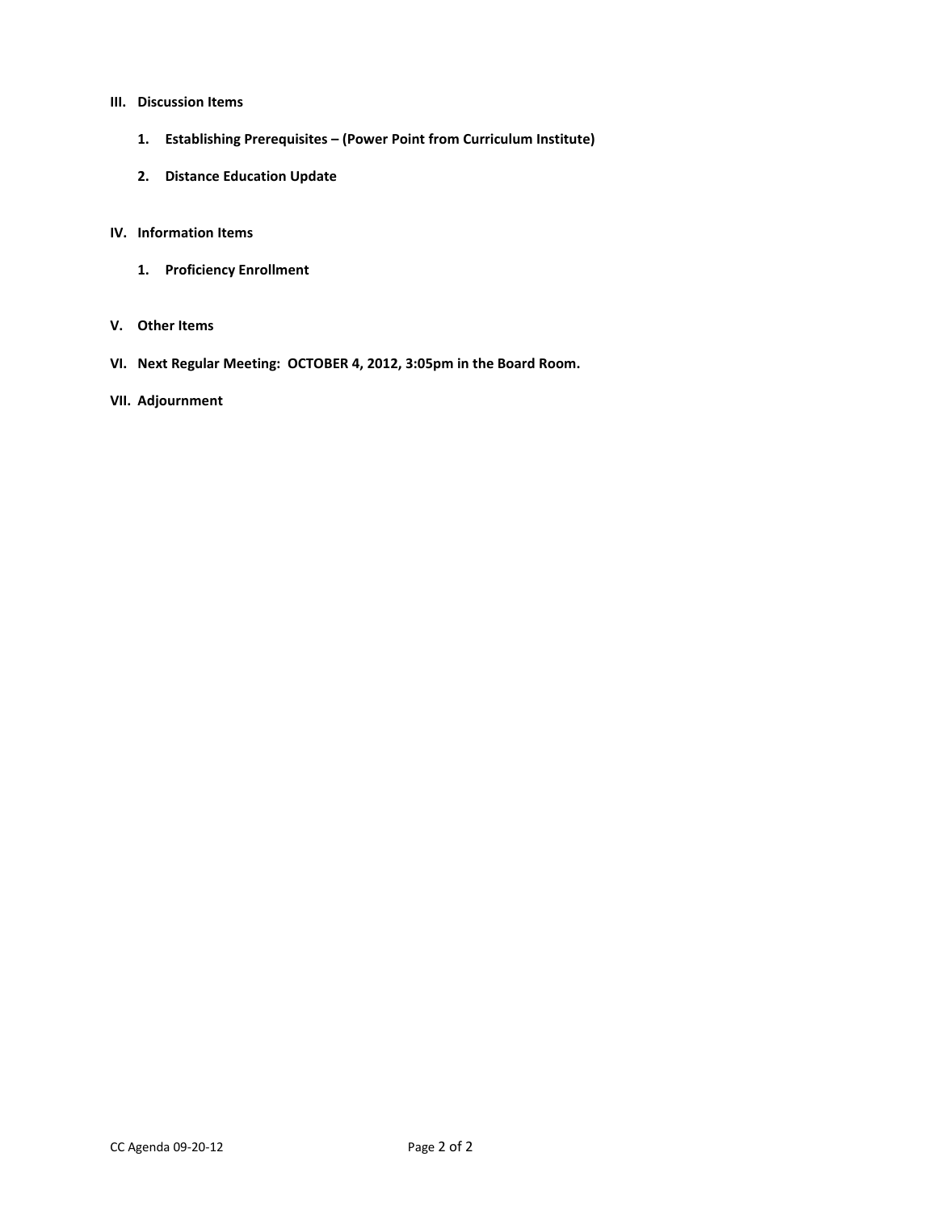**III. Discussion Items**

1. **Establishing Prerequisites – (Power Point from Curriculum Institute)**

2. **Distance Education Update**

**IV. Information Items**

1. **Proficiency Enrollment**

**V. Other Items**

**VI. Next Regular Meeting: OCTOBER 4, 2012, 3:05pm in the Board Room.**

**VII. Adjournment**